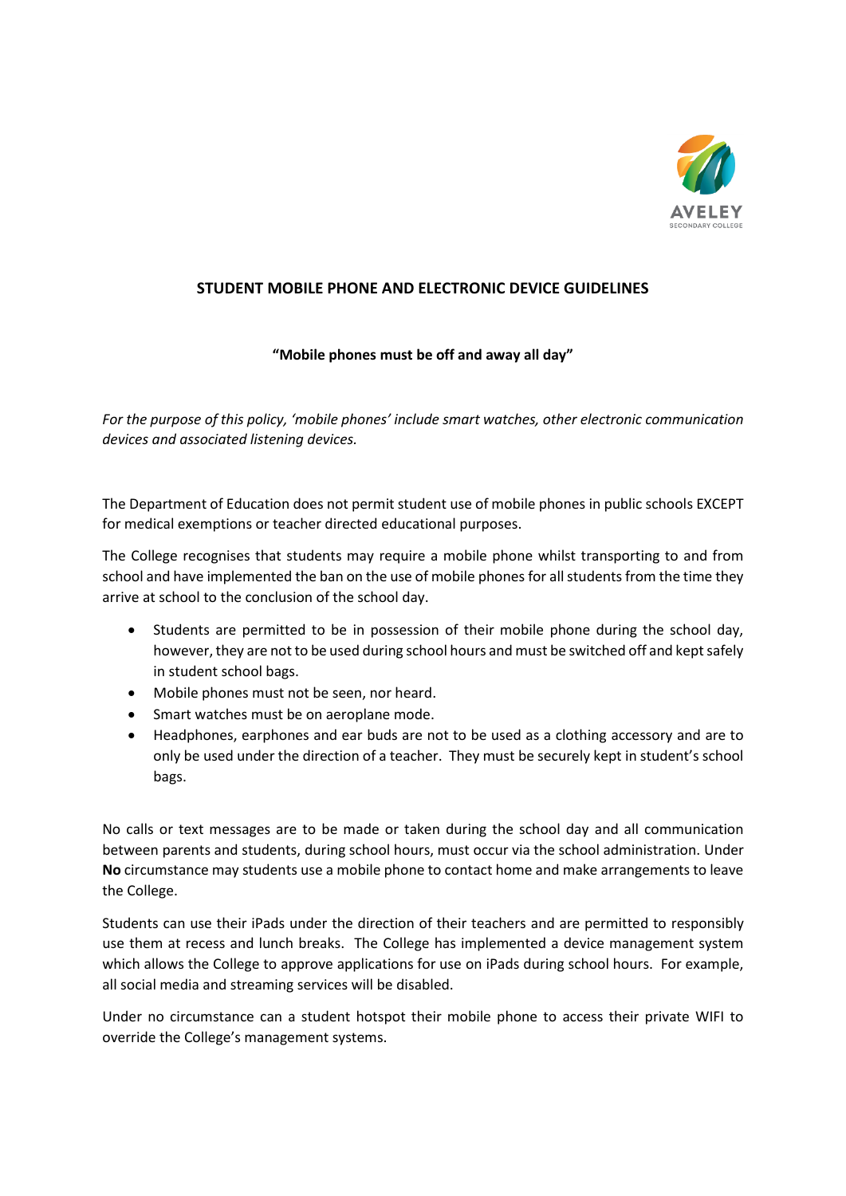# STUDENT MOBILE PHONE AND ELECTRONIC DEVICE GUIDELINES

**"Mobile phones must be off and away all day"**

*For the purpose of this policy, 'mobile phones' include smart watches, other electronic communication devices and associated listening devices.*

The Department of Education does not permit student use of mobile phones in public schools EXCEPT for medical exemptions or teacher directed educational purposes.

The College recognises that students may require a mobile phone whilst transporting to and from school and have implemented the ban on the use of mobile phones for all students from the time they arrive at school to the conclusion of the school day.

- Students are permitted to be in possession of their mobile phone during the school day, however, they are not to be used during school hours and must be switched off and kept safely in student school bags.
- Mobile phones must not be seen, nor heard.
- Smart watches must be on aeroplane mode.
- Headphones, earphones and ear buds are not to be used as a clothing accessory and are to only be used under the direction of a teacher. They must be securely kept in student's school bags.

No calls or text messages are to be made or taken during the school day and all communication between parents and students, during school hours, must occur via the school administration. Under **No** circumstance may students use a mobile phone to contact home and make arrangements to leave the College.

Students can use their iPads under the direction of their teachers and are permitted to responsibly use them at recess and lunch breaks. The College has implemented a device management system which allows the College to approve applications for use on iPads during school hours. For example, all social media and streaming services will be disabled.

Under no circumstance can a student hotspot their mobile phone to access their private WIFI to override the College's management systems.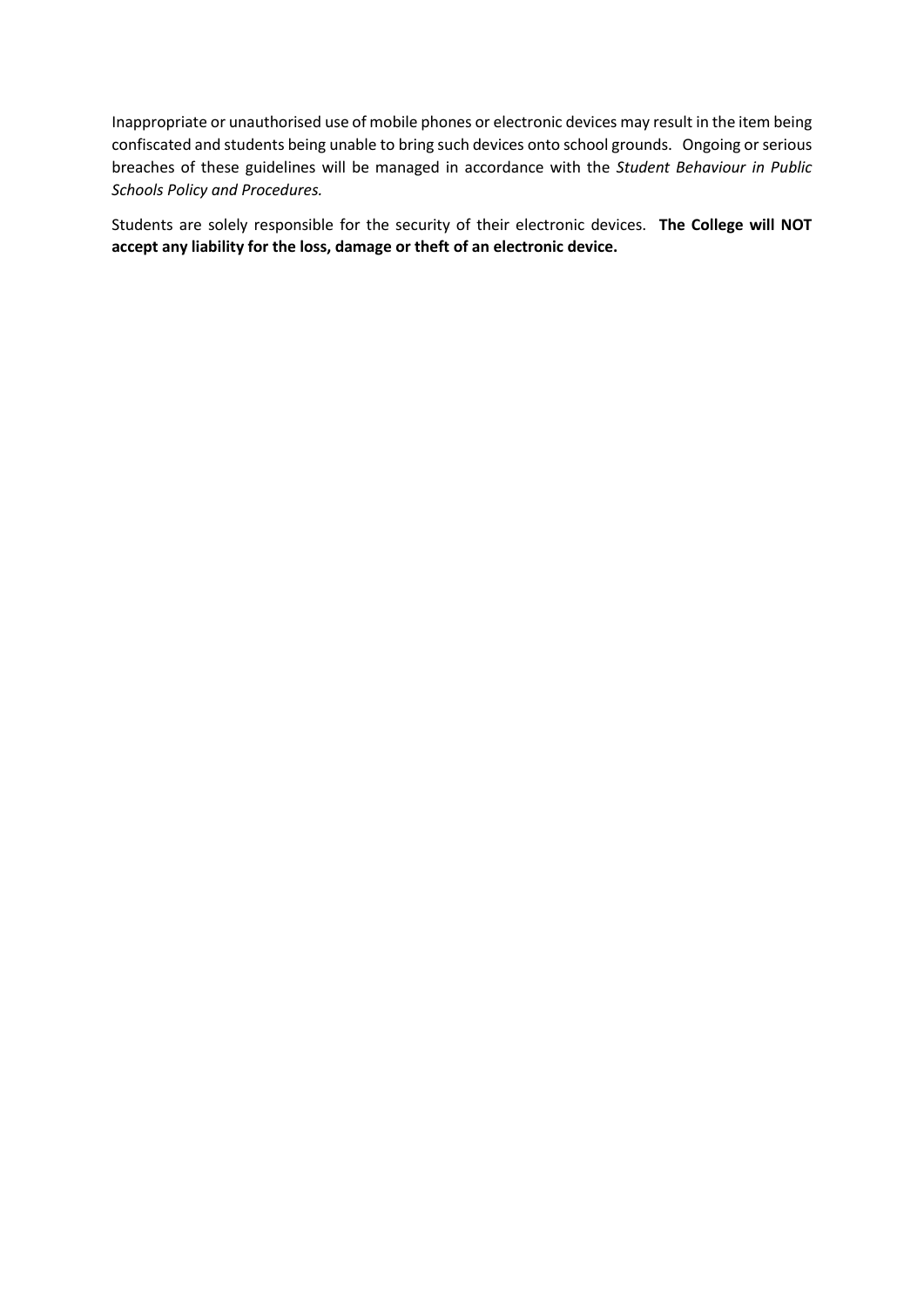Inappropriate or unauthorised use of mobile phones or electronic devices may result in the item being confiscated and students being unable to bring such devices onto school grounds. Ongoing or serious breaches of these guidelines will be managed in accordance with the *Student Behaviour in Public Schools Policy and Procedures.*

Students are solely responsible for the security of their electronic devices. **The College will NOT accept any liability for the loss, damage or theft of an electronic device.**